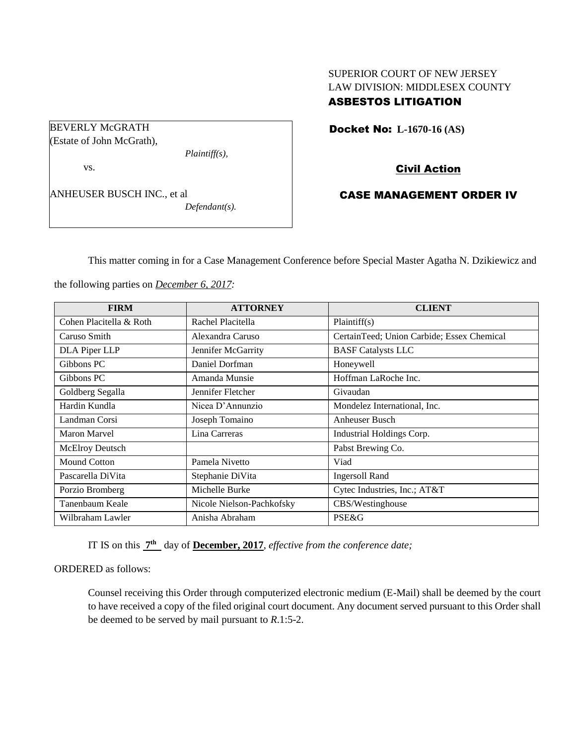SUPERIOR COURT OF NEW JERSEY
LAW DIVISION: MIDDLESEX COUNTY
**ASBESTOS LITIGATION**

BEVERLY McGRATH
(Estate of John McGrath),
*Plaintiff(s),*

vs.

ANHEUSER BUSCH INC., et al
*Defendant(s).*

**Docket No: L-1670-16 (AS)**

**Civil Action**

**CASE MANAGEMENT ORDER IV**

This matter coming in for a Case Management Conference before Special Master Agatha N. Dzikiewicz and the following parties on *December 6, 2017:*

| FIRM | ATTORNEY | CLIENT |
|---|---|---|
| Cohen Placitella & Roth | Rachel Placitella | Plaintiff(s) |
| Caruso Smith | Alexandra Caruso | CertainTeed; Union Carbide; Essex Chemical |
| DLA Piper LLP | Jennifer McGarrity | BASF Catalysts LLC |
| Gibbons PC | Daniel Dorfman | Honeywell |
| Gibbons PC | Amanda Munsie | Hoffman LaRoche Inc. |
| Goldberg Segalla | Jennifer Fletcher | Givaudan |
| Hardin Kundla | Nicea D'Annunzio | Mondelez International, Inc. |
| Landman Corsi | Joseph Tomaino | Anheuser Busch |
| Maron Marvel | Lina Carreras | Industrial Holdings Corp. |
| McElroy Deutsch | | Pabst Brewing Co. |
| Mound Cotton | Pamela Nivetto | Viad |
| Pascarella DiVita | Stephanie DiVita | Ingersoll Rand |
| Porzio Bromberg | Michelle Burke | Cytec Industries, Inc.; AT&T |
| Tanenbaum Keale | Nicole Nielson-Pachkofsky | CBS/Westinghouse |
| Wilbraham Lawler | Anisha Abraham | PSE&G |

IT IS on this **7th** day of **December, 2017**, *effective from the conference date;*

ORDERED as follows:

Counsel receiving this Order through computerized electronic medium (E-Mail) shall be deemed by the court to have received a copy of the filed original court document. Any document served pursuant to this Order shall be deemed to be served by mail pursuant to *R*.1:5-2.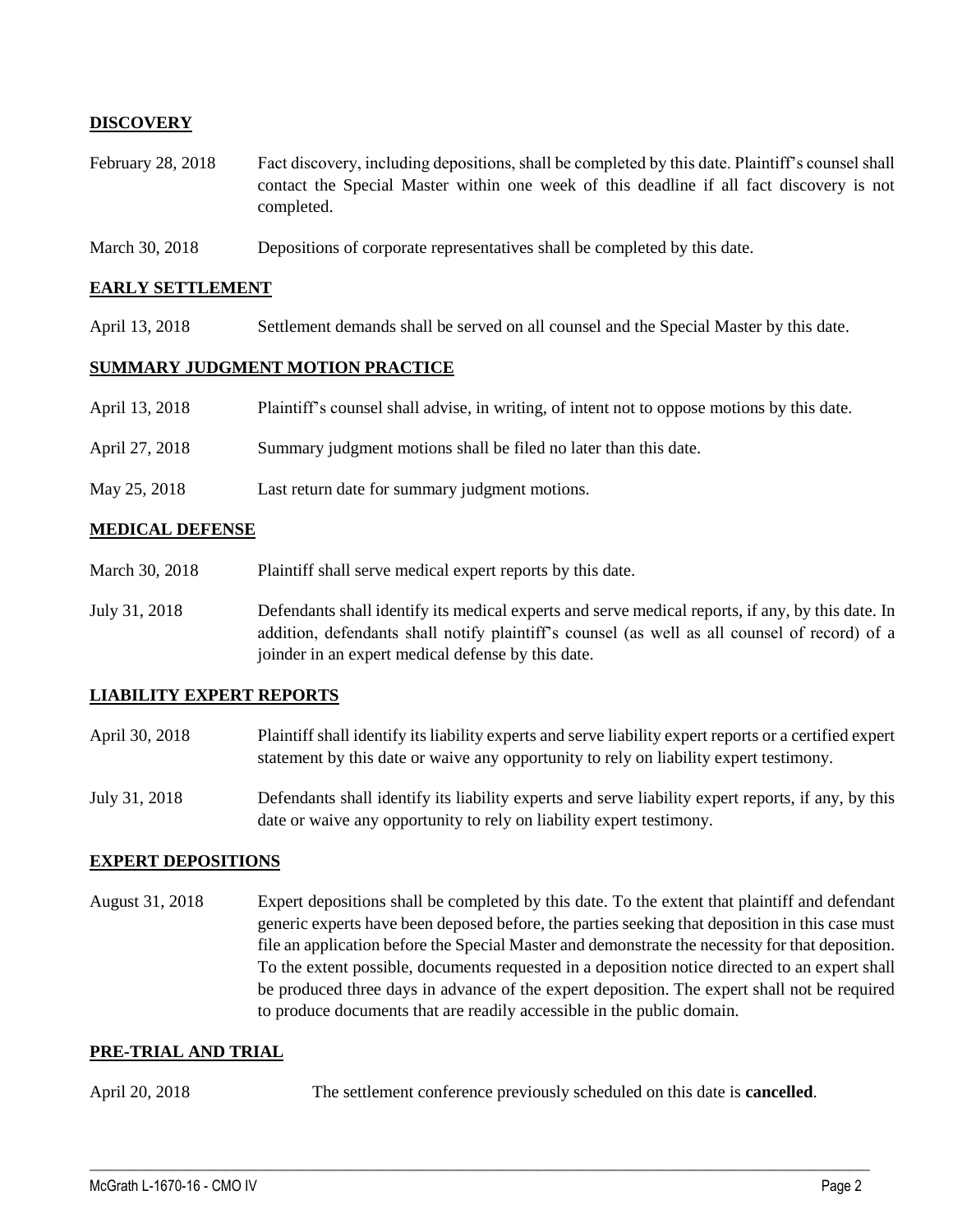## DISCOVERY

| | |
|---|---|
| February 28, 2018 | Fact discovery, including depositions, shall be completed by this date. Plaintiff's counsel shall contact the Special Master within one week of this deadline if all fact discovery is not completed. |
| March 30, 2018 | Depositions of corporate representatives shall be completed by this date. |

## EARLY SETTLEMENT

| | |
|---|---|
| April 13, 2018 | Settlement demands shall be served on all counsel and the Special Master by this date. |

## SUMMARY JUDGMENT MOTION PRACTICE

| | |
|---|---|
| April 13, 2018 | Plaintiff's counsel shall advise, in writing, of intent not to oppose motions by this date. |
| April 27, 2018 | Summary judgment motions shall be filed no later than this date. |
| May 25, 2018 | Last return date for summary judgment motions. |

## MEDICAL DEFENSE

| | |
|---|---|
| March 30, 2018 | Plaintiff shall serve medical expert reports by this date. |
| July 31, 2018 | Defendants shall identify its medical experts and serve medical reports, if any, by this date. In addition, defendants shall notify plaintiff's counsel (as well as all counsel of record) of a joinder in an expert medical defense by this date. |

## LIABILITY EXPERT REPORTS

| | |
|---|---|
| April 30, 2018 | Plaintiff shall identify its liability experts and serve liability expert reports or a certified expert statement by this date or waive any opportunity to rely on liability expert testimony. |
| July 31, 2018 | Defendants shall identify its liability experts and serve liability expert reports, if any, by this date or waive any opportunity to rely on liability expert testimony. |

## EXPERT DEPOSITIONS

| | |
|---|---|
| August 31, 2018 | Expert depositions shall be completed by this date. To the extent that plaintiff and defendant generic experts have been deposed before, the parties seeking that deposition in this case must file an application before the Special Master and demonstrate the necessity for that deposition. To the extent possible, documents requested in a deposition notice directed to an expert shall be produced three days in advance of the expert deposition. The expert shall not be required to produce documents that are readily accessible in the public domain. |

## PRE-TRIAL AND TRIAL

| | |
|---|---|
| April 20, 2018 | The settlement conference previously scheduled on this date is **cancelled**. |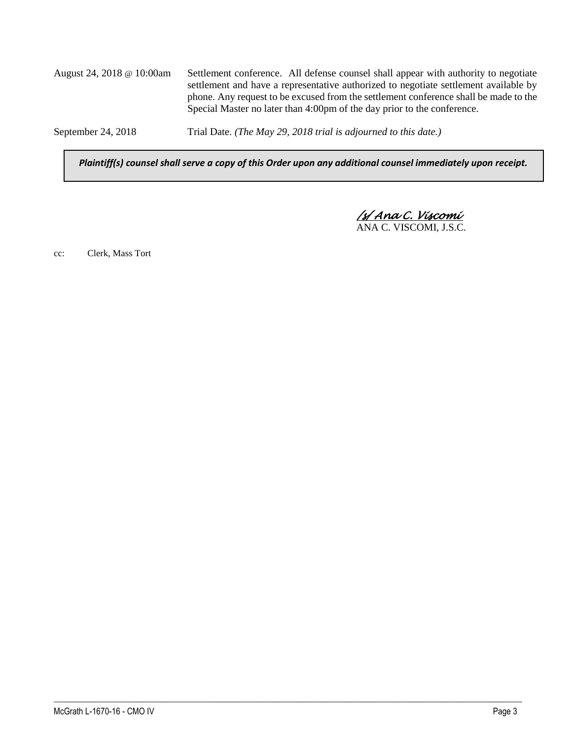| | |
|---|---|
| August 24, 2018 @ 10:00am | Settlement conference. All defense counsel shall appear with authority to negotiate settlement and have a representative authorized to negotiate settlement available by phone. Any request to be excused from the settlement conference shall be made to the Special Master no later than 4:00pm of the day prior to the conference. |
| September 24, 2018 | Trial Date. *(The May 29, 2018 trial is adjourned to this date.)* |

***Plaintiff(s) counsel shall serve a copy of this Order upon any additional counsel immediately upon receipt.***

/s/ Ana C. Viscomi
ANA C. VISCOMI, J.S.C.

cc: Clerk, Mass Tort